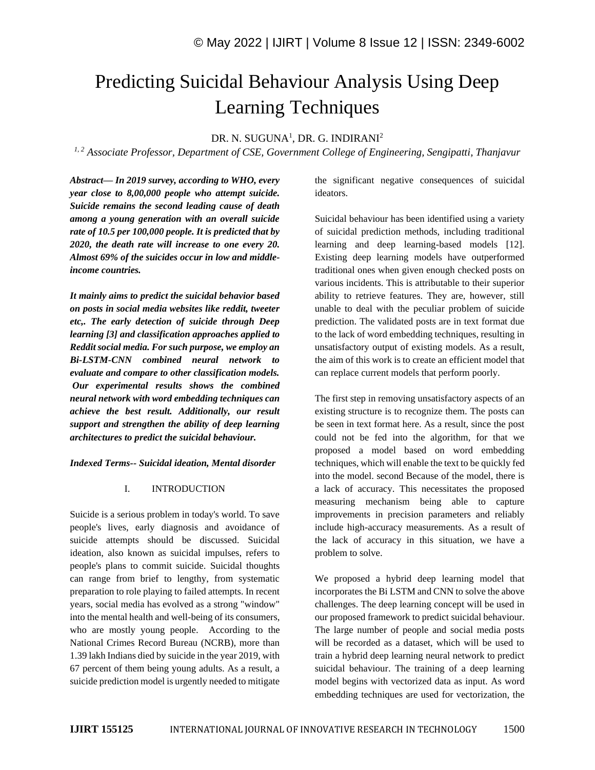# Predicting Suicidal Behaviour Analysis Using Deep Learning Techniques

DR. N. SUGUNA[1], DR. G. INDIRANI[2]

[1, 2] *Associate Professor, Department of CSE, Government College of Engineering, Sengipatti, Thanjavur*

***Abstract— In 2019 survey, according to WHO, every year close to 8,00,000 people who attempt suicide. Suicide remains the second leading cause of death among a young generation with an overall suicide rate of 10.5 per 100,000 people. It is predicted that by 2020, the death rate will increase to one every 20. Almost 69% of the suicides occur in low and middle-income countries.***

***It mainly aims to predict the suicidal behavior based on posts in social media websites like reddit, tweeter etc,. The early detection of suicide through Deep learning [3] and classification approaches applied to Reddit social media. For such purpose, we employ an Bi-LSTM-CNN combined neural network to evaluate and compare to other classification models. Our experimental results shows the combined neural network with word embedding techniques can achieve the best result. Additionally, our result support and strengthen the ability of deep learning architectures to predict the suicidal behaviour.***

***Indexed Terms-- Suicidal ideation, Mental disorder***

## I. INTRODUCTION

Suicide is a serious problem in today's world. To save people's lives, early diagnosis and avoidance of suicide attempts should be discussed. Suicidal ideation, also known as suicidal impulses, refers to people's plans to commit suicide. Suicidal thoughts can range from brief to lengthy, from systematic preparation to role playing to failed attempts. In recent years, social media has evolved as a strong "window" into the mental health and well-being of its consumers, who are mostly young people. According to the National Crimes Record Bureau (NCRB), more than 1.39 lakh Indians died by suicide in the year 2019, with 67 percent of them being young adults. As a result, a suicide prediction model is urgently needed to mitigate the significant negative consequences of suicidal ideators.

Suicidal behaviour has been identified using a variety of suicidal prediction methods, including traditional learning and deep learning-based models [12]. Existing deep learning models have outperformed traditional ones when given enough checked posts on various incidents. This is attributable to their superior ability to retrieve features. They are, however, still unable to deal with the peculiar problem of suicide prediction. The validated posts are in text format due to the lack of word embedding techniques, resulting in unsatisfactory output of existing models. As a result, the aim of this work is to create an efficient model that can replace current models that perform poorly.

The first step in removing unsatisfactory aspects of an existing structure is to recognize them. The posts can be seen in text format here. As a result, since the post could not be fed into the algorithm, for that we proposed a model based on word embedding techniques, which will enable the text to be quickly fed into the model. second Because of the model, there is a lack of accuracy. This necessitates the proposed measuring mechanism being able to capture improvements in precision parameters and reliably include high-accuracy measurements. As a result of the lack of accuracy in this situation, we have a problem to solve.

We proposed a hybrid deep learning model that incorporates the Bi LSTM and CNN to solve the above challenges. The deep learning concept will be used in our proposed framework to predict suicidal behaviour. The large number of people and social media posts will be recorded as a dataset, which will be used to train a hybrid deep learning neural network to predict suicidal behaviour. The training of a deep learning model begins with vectorized data as input. As word embedding techniques are used for vectorization, the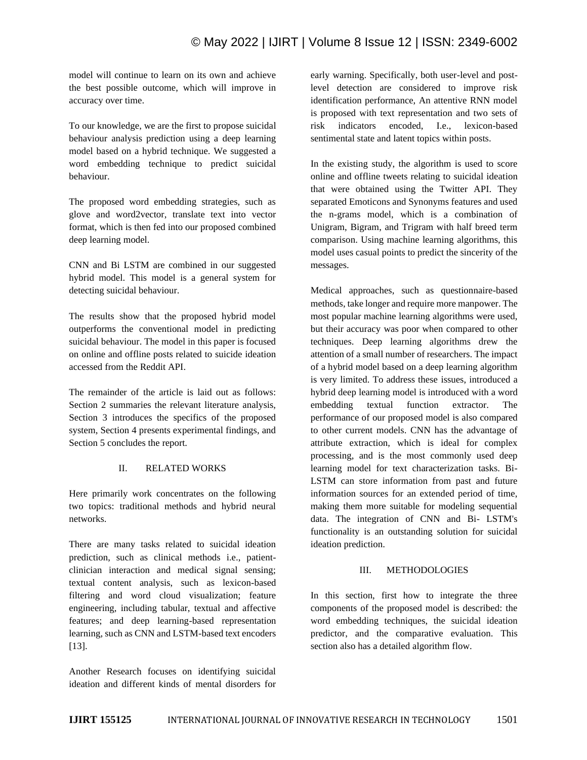model will continue to learn on its own and achieve the best possible outcome, which will improve in accuracy over time.

To our knowledge, we are the first to propose suicidal behaviour analysis prediction using a deep learning model based on a hybrid technique. We suggested a word embedding technique to predict suicidal behaviour.

The proposed word embedding strategies, such as glove and word2vector, translate text into vector format, which is then fed into our proposed combined deep learning model.

CNN and Bi LSTM are combined in our suggested hybrid model. This model is a general system for detecting suicidal behaviour.

The results show that the proposed hybrid model outperforms the conventional model in predicting suicidal behaviour. The model in this paper is focused on online and offline posts related to suicide ideation accessed from the Reddit API.

The remainder of the article is laid out as follows: Section 2 summaries the relevant literature analysis, Section 3 introduces the specifics of the proposed system, Section 4 presents experimental findings, and Section 5 concludes the report.

## II. RELATED WORKS

Here primarily work concentrates on the following two topics: traditional methods and hybrid neural networks.

There are many tasks related to suicidal ideation prediction, such as clinical methods i.e., patient-clinician interaction and medical signal sensing; textual content analysis, such as lexicon-based filtering and word cloud visualization; feature engineering, including tabular, textual and affective features; and deep learning-based representation learning, such as CNN and LSTM-based text encoders [13].

Another Research focuses on identifying suicidal ideation and different kinds of mental disorders for early warning. Specifically, both user-level and post-level detection are considered to improve risk identification performance, An attentive RNN model is proposed with text representation and two sets of risk indicators encoded, I.e., lexicon-based sentimental state and latent topics within posts.

In the existing study, the algorithm is used to score online and offline tweets relating to suicidal ideation that were obtained using the Twitter API. They separated Emoticons and Synonyms features and used the n-grams model, which is a combination of Unigram, Bigram, and Trigram with half breed term comparison. Using machine learning algorithms, this model uses casual points to predict the sincerity of the messages.

Medical approaches, such as questionnaire-based methods, take longer and require more manpower. The most popular machine learning algorithms were used, but their accuracy was poor when compared to other techniques. Deep learning algorithms drew the attention of a small number of researchers. The impact of a hybrid model based on a deep learning algorithm is very limited. To address these issues, introduced a hybrid deep learning model is introduced with a word embedding textual function extractor. The performance of our proposed model is also compared to other current models. CNN has the advantage of attribute extraction, which is ideal for complex processing, and is the most commonly used deep learning model for text characterization tasks. Bi-LSTM can store information from past and future information sources for an extended period of time, making them more suitable for modeling sequential data. The integration of CNN and Bi- LSTM's functionality is an outstanding solution for suicidal ideation prediction.

## III. METHODOLOGIES

In this section, first how to integrate the three components of the proposed model is described: the word embedding techniques, the suicidal ideation predictor, and the comparative evaluation. This section also has a detailed algorithm flow.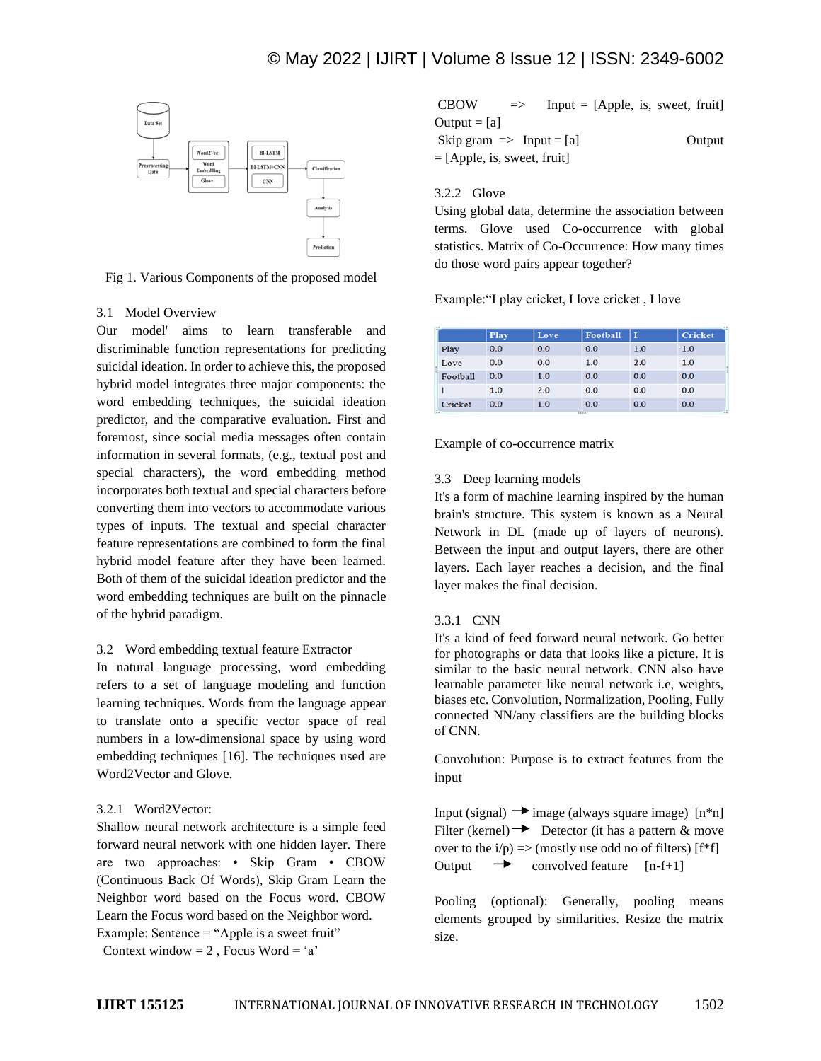Fig 1. Various Components of the proposed model

### 3.1 Model Overview

Our model' aims to learn transferable and discriminable function representations for predicting suicidal ideation. In order to achieve this, the proposed hybrid model integrates three major components: the word embedding techniques, the suicidal ideation predictor, and the comparative evaluation. First and foremost, since social media messages often contain information in several formats, (e.g., textual post and special characters), the word embedding method incorporates both textual and special characters before converting them into vectors to accommodate various types of inputs. The textual and special character feature representations are combined to form the final hybrid model feature after they have been learned. Both of them of the suicidal ideation predictor and the word embedding techniques are built on the pinnacle of the hybrid paradigm.

### 3.2 Word embedding textual feature Extractor

In natural language processing, word embedding refers to a set of language modeling and function learning techniques. Words from the language appear to translate onto a specific vector space of real numbers in a low-dimensional space by using word embedding techniques [16]. The techniques used are Word2Vector and Glove.

#### 3.2.1 Word2Vector:

Shallow neural network architecture is a simple feed forward neural network with one hidden layer. There are two approaches: • Skip Gram • CBOW (Continuous Back Of Words), Skip Gram Learn the Neighbor word based on the Focus word. CBOW Learn the Focus word based on the Neighbor word.

Example: Sentence = "Apple is a sweet fruit"

Context window = 2 , Focus Word = 'a'

CBOW => Input = [Apple, is, sweet, fruit] Output = [a]

Skip gram => Input = [a] Output = [Apple, is, sweet, fruit]

#### 3.2.2 Glove

Using global data, determine the association between terms. Glove used Co-occurrence with global statistics. Matrix of Co-Occurrence: How many times do those word pairs appear together?

Example:"I play cricket, I love cricket , I love

| | Play | Love | Football | I | Cricket |
|---|---|---|---|---|---|
| Play | 0.0 | 0.0 | 0.0 | 1.0 | 1.0 |
| Love | 0.0 | 0.0 | 1.0 | 2.0 | 1.0 |
| Football | 0.0 | 1.0 | 0.0 | 0.0 | 0.0 |
| I | 1.0 | 2.0 | 0.0 | 0.0 | 0.0 |
| Cricket | 0.0 | 1.0 | 0.0 | 0.0 | 0.0 |

Example of co-occurrence matrix

### 3.3 Deep learning models

It's a form of machine learning inspired by the human brain's structure. This system is known as a Neural Network in DL (made up of layers of neurons). Between the input and output layers, there are other layers. Each layer reaches a decision, and the final layer makes the final decision.

#### 3.3.1 CNN

It's a kind of feed forward neural network. Go better for photographs or data that looks like a picture. It is similar to the basic neural network. CNN also have learnable parameter like neural network i.e, weights, biases etc. Convolution, Normalization, Pooling, Fully connected NN/any classifiers are the building blocks of CNN.

Convolution: Purpose is to extract features from the input

Input (signal) → image (always square image) [n*n]
Filter (kernel) → Detector (it has a pattern & move over to the i/p) => (mostly use odd no of filters) [f*f]
Output → convolved feature [n-f+1]

Pooling (optional): Generally, pooling means elements grouped by similarities. Resize the matrix size.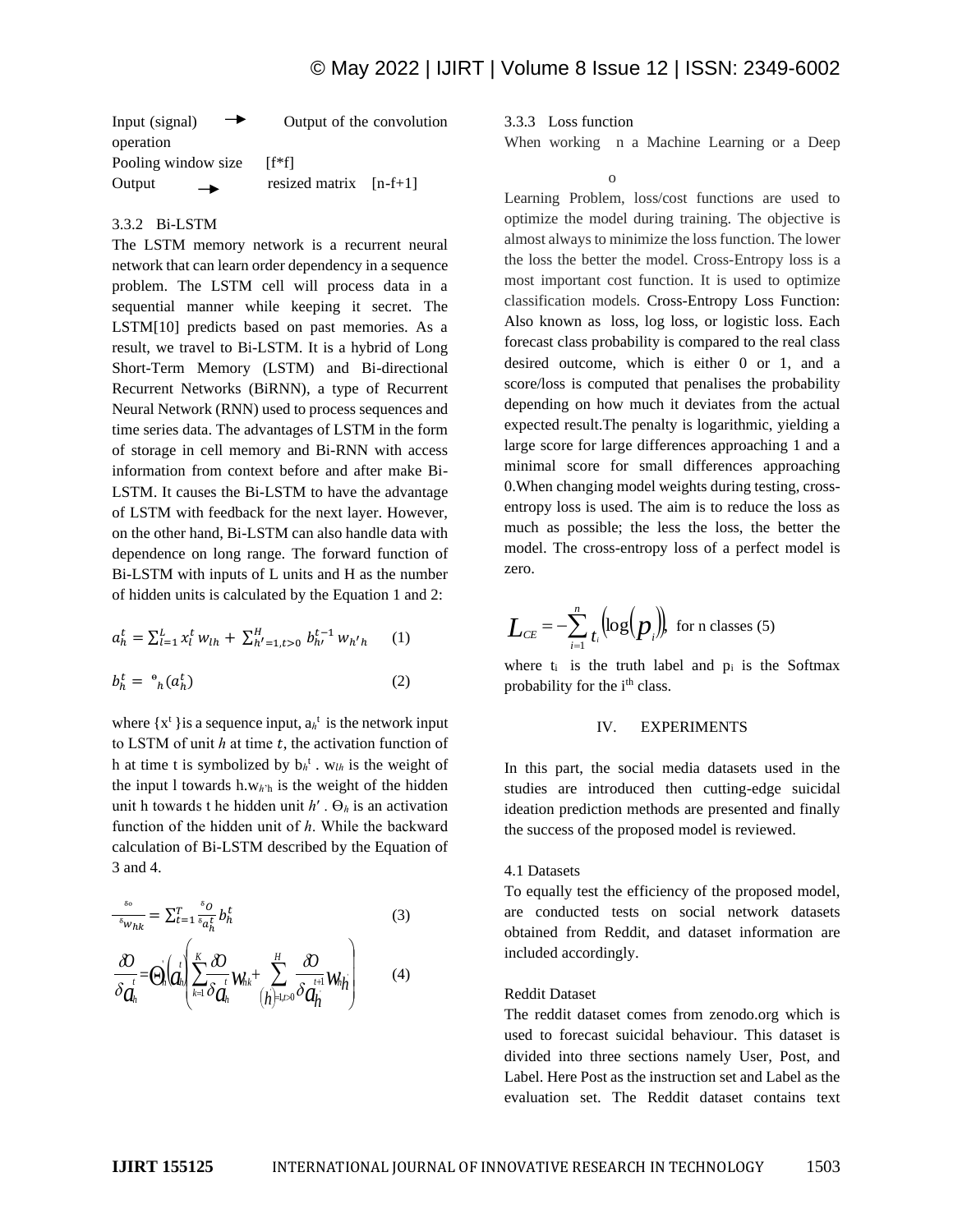Input (signal) → Output of the convolution operation

Pooling window size [f*f]

Output → resized matrix [n-f+1]

### 3.3.2 Bi-LSTM

The LSTM memory network is a recurrent neural network that can learn order dependency in a sequence problem. The LSTM cell will process data in a sequential manner while keeping it secret. The LSTM[10] predicts based on past memories. As a result, we travel to Bi-LSTM. It is a hybrid of Long Short-Term Memory (LSTM) and Bi-directional Recurrent Networks (BiRNN), a type of Recurrent Neural Network (RNN) used to process sequences and time series data. The advantages of LSTM in the form of storage in cell memory and Bi-RNN with access information from context before and after make Bi-LSTM. It causes the Bi-LSTM to have the advantage of LSTM with feedback for the next layer. However, on the other hand, Bi-LSTM can also handle data with dependence on long range. The forward function of Bi-LSTM with inputs of L units and H as the number of hidden units is calculated by the Equation 1 and 2:

$$a_h^t = \sum_{l=1}^{L} x_l^t w_{lh} + \sum_{h'=1,t>0}^{H} b_{h'}^{t-1} w_{h'h} \quad (1)$$

$$b_h^t = \theta_h(a_h^t) \quad (2)$$

where $\{x^t\}$ is a sequence input, $a_h^t$ is the network input to LSTM of unit $h$ at time $t$, the activation function of h at time t is symbolized by $b_h^t$ . $w_{lh}$ is the weight of the input l towards h. $w_{h'h}$ is the weight of the hidden unit h towards t he hidden unit $h'$ . $\Theta_h$ is an activation function of the hidden unit of $h$. While the backward calculation of Bi-LSTM described by the Equation of 3 and 4.

$$\frac{\delta O}{\delta w_{hk}} = \sum_{t=1}^{T} \frac{\delta O}{\delta a_h^t} b_h^t \quad (3)$$

$$\frac{\delta O}{\delta a_h^t} = \Theta_h'(a_h^t)\left(\sum_{k=1}^{K} \frac{\delta O}{\delta a_h^t} w_{hk} + \sum_{h'=1,t>0}^{H} \frac{\delta O}{\delta a_{h'}^{t+1}} w_{hh'}\right) \quad (4)$$

### 3.3.3 Loss function

When working n a Machine Learning or a Deep Learning Problem, loss/cost functions are used to optimize the model during training. The objective is almost always to minimize the loss function. The lower the loss the better the model. Cross-Entropy loss is a most important cost function. It is used to optimize classification models. Cross-Entropy Loss Function: Also known as loss, log loss, or logistic loss. Each forecast class probability is compared to the real class desired outcome, which is either 0 or 1, and a score/loss is computed that penalises the probability depending on how much it deviates from the actual expected result.The penalty is logarithmic, yielding a large score for large differences approaching 1 and a minimal score for small differences approaching 0.When changing model weights during testing, cross-entropy loss is used. The aim is to reduce the loss as much as possible; the less the loss, the better the model. The cross-entropy loss of a perfect model is zero.

$$L_{CE} = -\sum_{i=1}^{n} t_i \left(\log\left(p_i\right)\right), \text{ for n classes} \quad (5)$$

where $t_i$ is the truth label and $p_i$ is the Softmax probability for the $i^{th}$ class.

## IV. EXPERIMENTS

In this part, the social media datasets used in the studies are introduced then cutting-edge suicidal ideation prediction methods are presented and finally the success of the proposed model is reviewed.

### 4.1 Datasets

To equally test the efficiency of the proposed model, are conducted tests on social network datasets obtained from Reddit, and dataset information are included accordingly.

#### Reddit Dataset

The reddit dataset comes from zenodo.org which is used to forecast suicidal behaviour. This dataset is divided into three sections namely User, Post, and Label. Here Post as the instruction set and Label as the evaluation set. The Reddit dataset contains text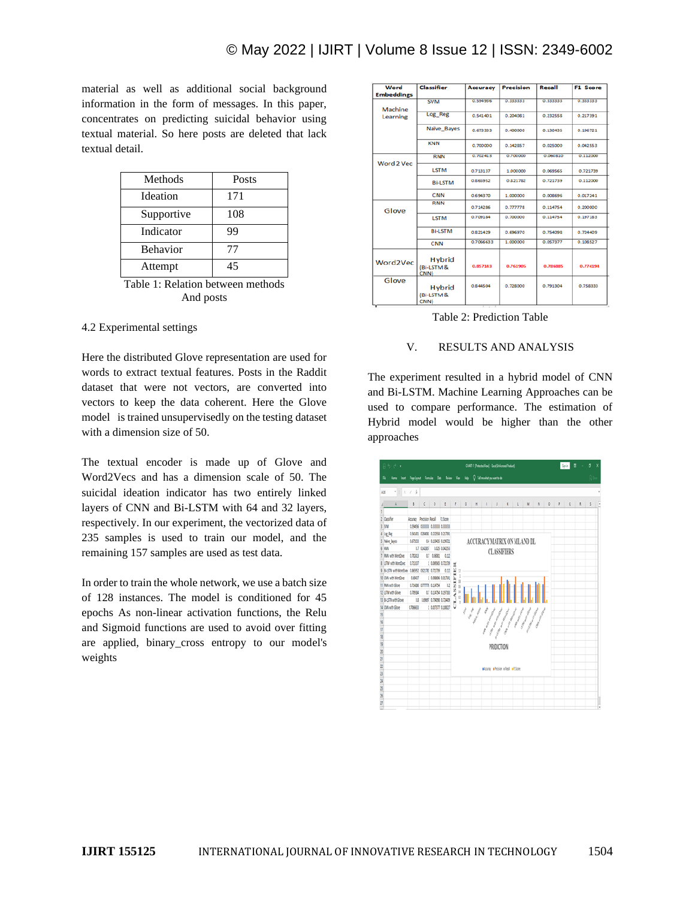material as well as additional social background information in the form of messages. In this paper, concentrates on predicting suicidal behavior using textual material. So here posts are deleted that lack textual detail.

| Methods | Posts |
|---|---|
| Ideation | 171 |
| Supportive | 108 |
| Indicator | 99 |
| Behavior | 77 |
| Attempt | 45 |

Table 1: Relation between methods And posts

4.2 Experimental settings

Here the distributed Glove representation are used for words to extract textual features. Posts in the Raddit dataset that were not vectors, are converted into vectors to keep the data coherent. Here the Glove model is trained unsupervisedly on the testing dataset with a dimension size of 50.

The textual encoder is made up of Glove and Word2Vecs and has a dimension scale of 50. The suicidal ideation indicator has two entirely linked layers of CNN and Bi-LSTM with 64 and 32 layers, respectively. In our experiment, the vectorized data of 235 samples is used to train our model, and the remaining 157 samples are used as test data.

In order to train the whole network, we use a batch size of 128 instances. The model is conditioned for 45 epochs As non-linear activation functions, the Relu and Sigmoid functions are used to avoid over fitting are applied, binary_cross entropy to our model's weights

| Word Embeddings | Classifier | Accuracy | Precision | Recall | F1 Score |
|---|---|---|---|---|---|
| Machine Learning | SVM | 0.594936 | 0.333333 | 0.333333 | 0.333333 |
| | Log_Reg | 0.541401 | 0.204081 | 0.232558 | 0.217391 |
| | Naive_Bayes | 0.673333 | 0.400000 | 0.130435 | 0.196721 |
| | KNN | 0.700000 | 0.142857 | 0.025000 | 0.042553 |
| Word2 Vec | RNN | 0.702413 | 0.700000 | 0.060810 | 0.112000 |
| | LSTM | 0.713137 | 1.000000 | 0.069565 | 0.721739 |
| | Bi-LSTM | 0.865952 | 0.821782 | 0.721739 | 0.112000 |
| | CNN | 0.694370 | 1.000000 | 0.008696 | 0.017241 |
| Glove | RNN | 0.714286 | 0.777778 | 0.114754 | 0.200000 |
| | LSTM | 0.709184 | 0.700000 | 0.114754 | 0.197183 |
| | Bi-LSTM | 0.821429 | 0.696970 | 0.754098 | 0.724409 |
| | CNN | 0.7066633 | 1.000000 | 0.057377 | 0.108527 |
| Word2Vec | Hybrid (Bi-LSTM & CNN) | 0.857143 | 0.761905 | 0.786885 | 0.774194 |
| Glove | Hybrid (Bi-LSTM & CNN) | 0.844504 | 0.728000 | 0.791304 | 0.758333 |

Table 2: Prediction Table

## V. RESULTS AND ANALYSIS

The experiment resulted in a hybrid model of CNN and Bi-LSTM. Machine Learning Approaches can be used to compare performance. The estimation of Hybrid model would be higher than the other approaches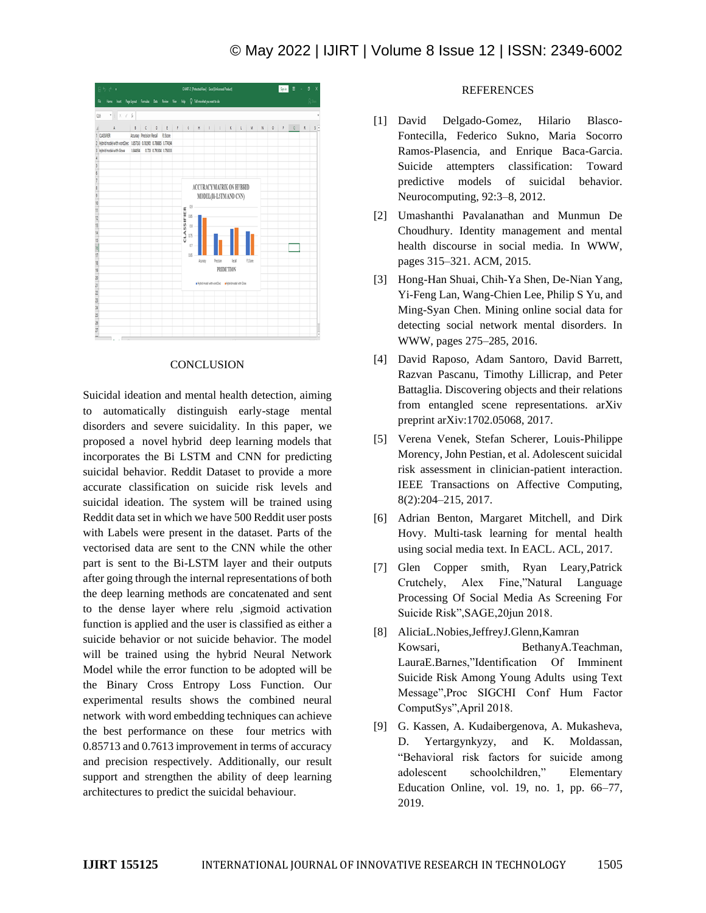## CONCLUSION

Suicidal ideation and mental health detection, aiming to automatically distinguish early-stage mental disorders and severe suicidality. In this paper, we proposed a novel hybrid deep learning models that incorporates the Bi LSTM and CNN for predicting suicidal behavior. Reddit Dataset to provide a more accurate classification on suicide risk levels and suicidal ideation. The system will be trained using Reddit data set in which we have 500 Reddit user posts with Labels were present in the dataset. Parts of the vectorised data are sent to the CNN while the other part is sent to the Bi-LSTM layer and their outputs after going through the internal representations of both the deep learning methods are concatenated and sent to the dense layer where relu ,sigmoid activation function is applied and the user is classified as either a suicide behavior or not suicide behavior. The model will be trained using the hybrid Neural Network Model while the error function to be adopted will be the Binary Cross Entropy Loss Function. Our experimental results shows the combined neural network with word embedding techniques can achieve the best performance on these four metrics with 0.85713 and 0.7613 improvement in terms of accuracy and precision respectively. Additionally, our result support and strengthen the ability of deep learning architectures to predict the suicidal behaviour.

## REFERENCES

[1] David Delgado-Gomez, Hilario Blasco-Fontecilla, Federico Sukno, Maria Socorro Ramos-Plasencia, and Enrique Baca-Garcia. Suicide attempters classification: Toward predictive models of suicidal behavior. Neurocomputing, 92:3–8, 2012.

[2] Umashanthi Pavalanathan and Munmun De Choudhury. Identity management and mental health discourse in social media. In WWW, pages 315–321. ACM, 2015.

[3] Hong-Han Shuai, Chih-Ya Shen, De-Nian Yang, Yi-Feng Lan, Wang-Chien Lee, Philip S Yu, and Ming-Syan Chen. Mining online social data for detecting social network mental disorders. In WWW, pages 275–285, 2016.

[4] David Raposo, Adam Santoro, David Barrett, Razvan Pascanu, Timothy Lillicrap, and Peter Battaglia. Discovering objects and their relations from entangled scene representations. arXiv preprint arXiv:1702.05068, 2017.

[5] Verena Venek, Stefan Scherer, Louis-Philippe Morency, John Pestian, et al. Adolescent suicidal risk assessment in clinician-patient interaction. IEEE Transactions on Affective Computing, 8(2):204–215, 2017.

[6] Adrian Benton, Margaret Mitchell, and Dirk Hovy. Multi-task learning for mental health using social media text. In EACL. ACL, 2017.

[7] Glen Copper smith, Ryan Leary,Patrick Crutchely, Alex Fine,"Natural Language Processing Of Social Media As Screening For Suicide Risk",SAGE,20jun 2018.

[8] AliciaL.Nobies,JeffreyJ.Glenn,Kamran Kowsari, BethanyA.Teachman, LauraE.Barnes,"Identification Of Imminent Suicide Risk Among Young Adults using Text Message",Proc SIGCHI Conf Hum Factor ComputSys",April 2018.

[9] G. Kassen, A. Kudaibergenova, A. Mukasheva, D. Yertargynkyzy, and K. Moldassan, "Behavioral risk factors for suicide among adolescent schoolchildren," Elementary Education Online, vol. 19, no. 1, pp. 66–77, 2019.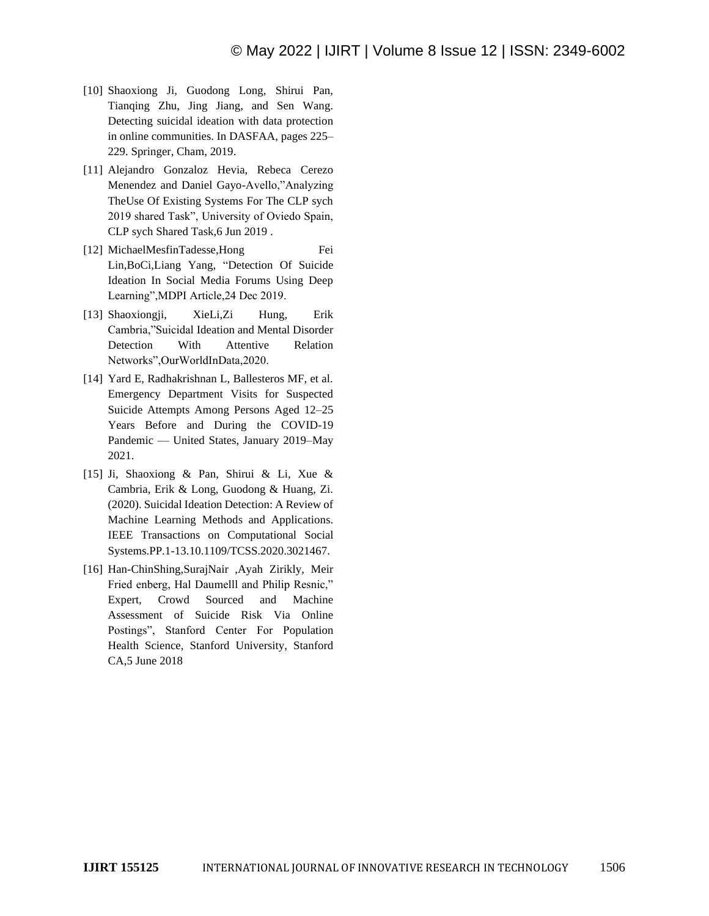[10] Shaoxiong Ji, Guodong Long, Shirui Pan, Tianqing Zhu, Jing Jiang, and Sen Wang. Detecting suicidal ideation with data protection in online communities. In DASFAA, pages 225–229. Springer, Cham, 2019.

[11] Alejandro Gonzaloz Hevia, Rebeca Cerezo Menendez and Daniel Gayo-Avello,"Analyzing TheUse Of Existing Systems For The CLP sych 2019 shared Task", University of Oviedo Spain, CLP sych Shared Task,6 Jun 2019 .

[12] MichaelMesfinTadesse,Hong Fei Lin,BoCi,Liang Yang, "Detection Of Suicide Ideation In Social Media Forums Using Deep Learning",MDPI Article,24 Dec 2019.

[13] Shaoxiongji, XieLi,Zi Hung, Erik Cambria,"Suicidal Ideation and Mental Disorder Detection With Attentive Relation Networks",OurWorldInData,2020.

[14] Yard E, Radhakrishnan L, Ballesteros MF, et al. Emergency Department Visits for Suspected Suicide Attempts Among Persons Aged 12–25 Years Before and During the COVID-19 Pandemic — United States, January 2019–May 2021.

[15] Ji, Shaoxiong & Pan, Shirui & Li, Xue & Cambria, Erik & Long, Guodong & Huang, Zi. (2020). Suicidal Ideation Detection: A Review of Machine Learning Methods and Applications. IEEE Transactions on Computational Social Systems.PP.1-13.10.1109/TCSS.2020.3021467.

[16] Han-ChinShing,SurajNair ,Ayah Zirikly, Meir Fried enberg, Hal Daumelll and Philip Resnic," Expert, Crowd Sourced and Machine Assessment of Suicide Risk Via Online Postings", Stanford Center For Population Health Science, Stanford University, Stanford CA,5 June 2018